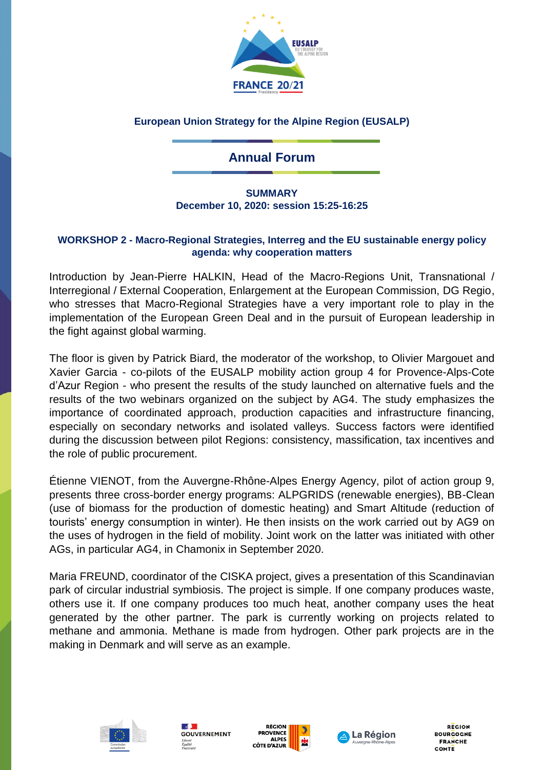**European Union Strategy for the Alpine Region (EUSALP)**

# Annual Forum

**SUMMARY**
**December 10, 2020: session 15:25-16:25**

## WORKSHOP 2 - Macro-Regional Strategies, Interreg and the EU sustainable energy policy agenda: why cooperation matters

Introduction by Jean-Pierre HALKIN, Head of the Macro-Regions Unit, Transnational / Interregional / External Cooperation, Enlargement at the European Commission, DG Regio, who stresses that Macro-Regional Strategies have a very important role to play in the implementation of the European Green Deal and in the pursuit of European leadership in the fight against global warming.

The floor is given by Patrick Biard, the moderator of the workshop, to Olivier Margouet and Xavier Garcia - co-pilots of the EUSALP mobility action group 4 for Provence-Alps-Cote d'Azur Region - who present the results of the study launched on alternative fuels and the results of the two webinars organized on the subject by AG4. The study emphasizes the importance of coordinated approach, production capacities and infrastructure financing, especially on secondary networks and isolated valleys. Success factors were identified during the discussion between pilot Regions: consistency, massification, tax incentives and the role of public procurement.

Étienne VIENOT, from the Auvergne-Rhône-Alpes Energy Agency, pilot of action group 9, presents three cross-border energy programs: ALPGRIDS (renewable energies), BB-Clean (use of biomass for the production of domestic heating) and Smart Altitude (reduction of tourists' energy consumption in winter). He then insists on the work carried out by AG9 on the uses of hydrogen in the field of mobility. Joint work on the latter was initiated with other AGs, in particular AG4, in Chamonix in September 2020.

Maria FREUND, coordinator of the CISKA project, gives a presentation of this Scandinavian park of circular industrial symbiosis. The project is simple. If one company produces waste, others use it. If one company produces too much heat, another company uses the heat generated by the other partner. The park is currently working on projects related to methane and ammonia. Methane is made from hydrogen. Other park projects are in the making in Denmark and will serve as an example.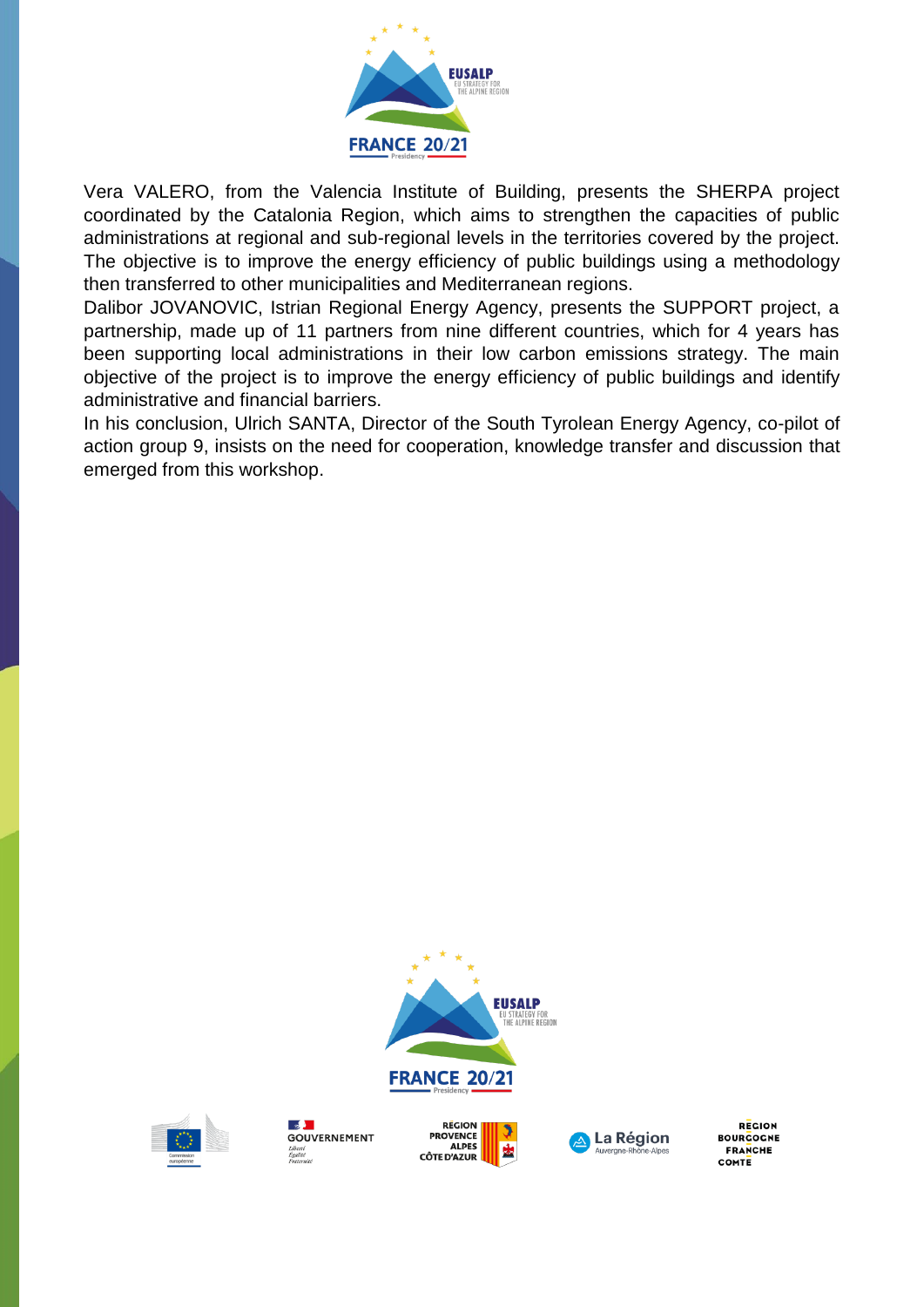Vera VALERO, from the Valencia Institute of Building, presents the SHERPA project coordinated by the Catalonia Region, which aims to strengthen the capacities of public administrations at regional and sub-regional levels in the territories covered by the project. The objective is to improve the energy efficiency of public buildings using a methodology then transferred to other municipalities and Mediterranean regions.

Dalibor JOVANOVIC, Istrian Regional Energy Agency, presents the SUPPORT project, a partnership, made up of 11 partners from nine different countries, which for 4 years has been supporting local administrations in their low carbon emissions strategy. The main objective of the project is to improve the energy efficiency of public buildings and identify administrative and financial barriers.

In his conclusion, Ulrich SANTA, Director of the South Tyrolean Energy Agency, co-pilot of action group 9, insists on the need for cooperation, knowledge transfer and discussion that emerged from this workshop.